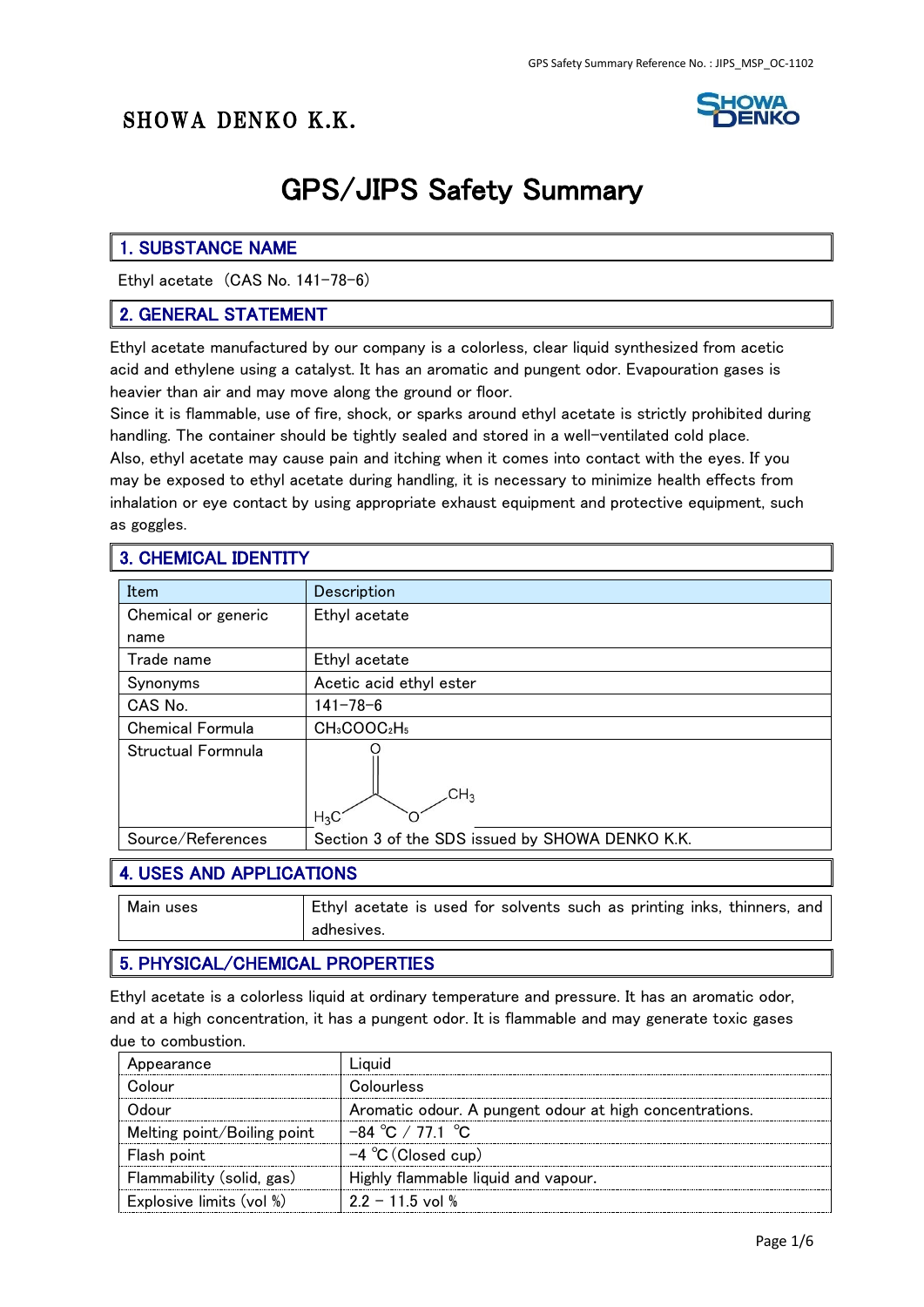SHOWA DENKO K.K.

# GPS/JIPS Safety Summary

## 1. SUBSTANCE NAME

Ethyl acetate（CAS No. 141-78-6）

## 2. GENERAL STATEMENT

Ethyl acetate manufactured by our company is a colorless, clear liquid synthesized from acetic acid and ethylene using a catalyst. It has an aromatic and pungent odor. Evapouration gases is heavier than air and may move along the ground or floor.
Since it is flammable, use of fire, shock, or sparks around ethyl acetate is strictly prohibited during handling. The container should be tightly sealed and stored in a well-ventilated cold place.
Also, ethyl acetate may cause pain and itching when it comes into contact with the eyes. If you may be exposed to ethyl acetate during handling, it is necessary to minimize health effects from inhalation or eye contact by using appropriate exhaust equipment and protective equipment, such as goggles.

## 3. CHEMICAL IDENTITY

| Item | Description |
|---|---|
| Chemical or generic name | Ethyl acetate |
| Trade name | Ethyl acetate |
| Synonyms | Acetic acid ethyl ester |
| CAS No. | 141-78-6 |
| Chemical Formula | $CH_3COOC_2H_5$ |
| Structual Formnula | $H_3C$–C(=O)–O–$CH_3$ |
| Source/References | Section 3 of the SDS issued by SHOWA DENKO K.K. |

## 4. USES AND APPLICATIONS

| Main uses | Ethyl acetate is used for solvents such as printing inks, thinners, and adhesives. |
|---|---|

## 5. PHYSICAL/CHEMICAL PROPERTIES

Ethyl acetate is a colorless liquid at ordinary temperature and pressure. It has an aromatic odor, and at a high concentration, it has a pungent odor. It is flammable and may generate toxic gases due to combustion.

| Appearance | Liquid |
|---|---|
| Colour | Colourless |
| Odour | Aromatic odour. A pungent odour at high concentrations. |
| Melting point/Boiling point | -84 ℃ / 77.1 ℃ |
| Flash point | -4 ℃(Closed cup) |
| Flammability (solid, gas) | Highly flammable liquid and vapour. |
| Explosive limits (vol %) | 2.2 – 11.5 vol % |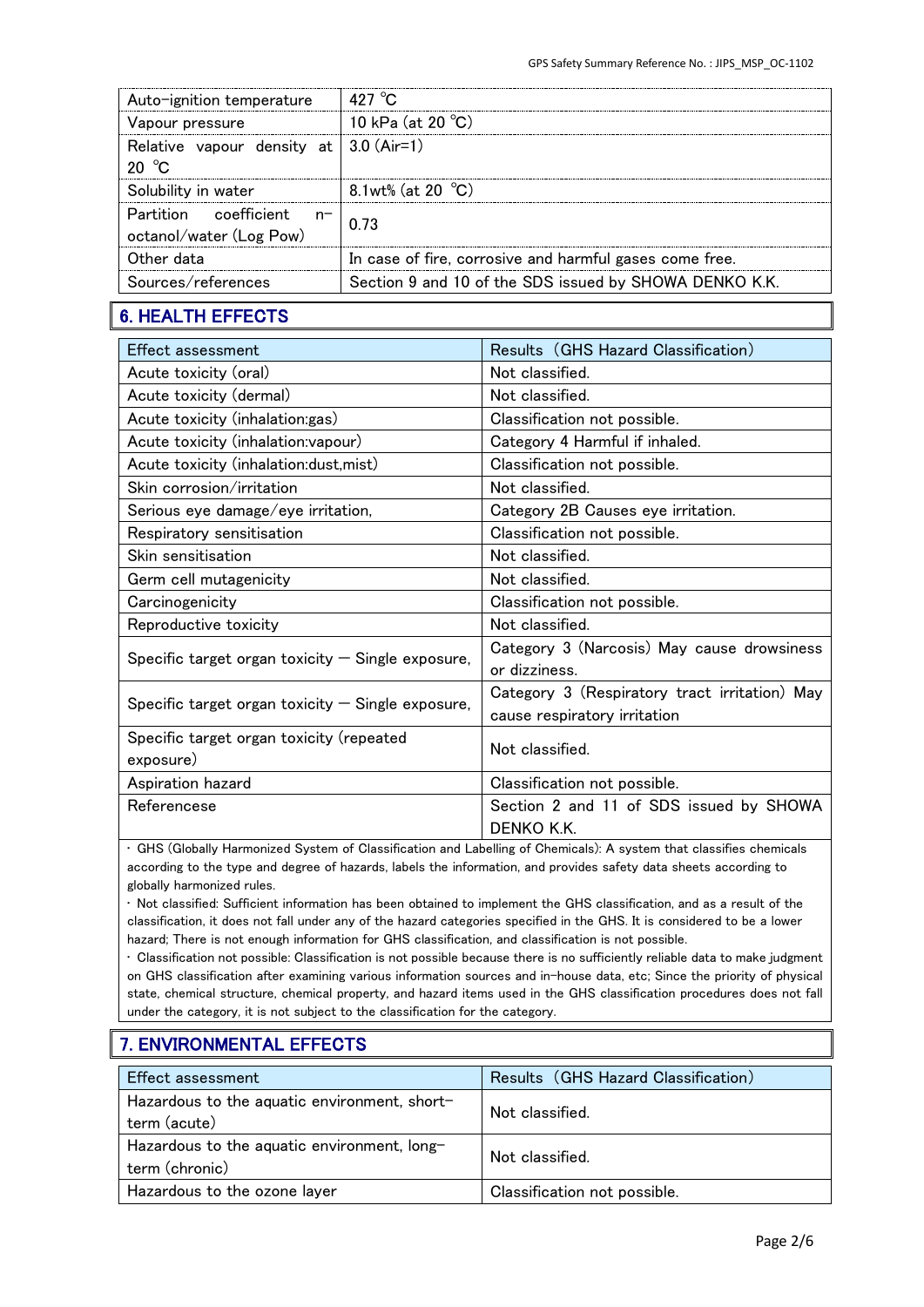| Auto-ignition temperature | 427 ℃ |
|---|---|
| Vapour pressure | 10 kPa (at 20 ℃) |
| Relative vapour density at 20 ℃ | 3.0 (Air=1) |
| Solubility in water | 8.1wt% (at 20 ℃) |
| Partition coefficient n-octanol/water (Log Pow) | 0.73 |
| Other data | In case of fire, corrosive and harmful gases come free. |
| Sources/references | Section 9 and 10 of the SDS issued by SHOWA DENKO K.K. |

## 6. HEALTH EFFECTS

| Effect assessment | Results (GHS Hazard Classification) |
|---|---|
| Acute toxicity (oral) | Not classified. |
| Acute toxicity (dermal) | Not classified. |
| Acute toxicity (inhalation:gas) | Classification not possible. |
| Acute toxicity (inhalation:vapour) | Category 4 Harmful if inhaled. |
| Acute toxicity (inhalation:dust,mist) | Classification not possible. |
| Skin corrosion/irritation | Not classified. |
| Serious eye damage/eye irritation, | Category 2B Causes eye irritation. |
| Respiratory sensitisation | Classification not possible. |
| Skin sensitisation | Not classified. |
| Germ cell mutagenicity | Not classified. |
| Carcinogenicity | Classification not possible. |
| Reproductive toxicity | Not classified. |
| Specific target organ toxicity — Single exposure, | Category 3 (Narcosis) May cause drowsiness or dizziness. |
| Specific target organ toxicity — Single exposure, | Category 3 (Respiratory tract irritation) May cause respiratory irritation |
| Specific target organ toxicity (repeated exposure) | Not classified. |
| Aspiration hazard | Classification not possible. |
| Referencese | Section 2 and 11 of SDS issued by SHOWA DENKO K.K. |

・GHS (Globally Harmonized System of Classification and Labelling of Chemicals): A system that classifies chemicals according to the type and degree of hazards, labels the information, and provides safety data sheets according to globally harmonized rules.

・Not classified: Sufficient information has been obtained to implement the GHS classification, and as a result of the classification, it does not fall under any of the hazard categories specified in the GHS. It is considered to be a lower hazard; There is not enough information for GHS classification, and classification is not possible.

・Classification not possible: Classification is not possible because there is no sufficiently reliable data to make judgment on GHS classification after examining various information sources and in-house data, etc; Since the priority of physical state, chemical structure, chemical property, and hazard items used in the GHS classification procedures does not fall under the category, it is not subject to the classification for the category.

## 7. ENVIRONMENTAL EFFECTS

| Effect assessment | Results (GHS Hazard Classification) |
|---|---|
| Hazardous to the aquatic environment, short-term (acute) | Not classified. |
| Hazardous to the aquatic environment, long-term (chronic) | Not classified. |
| Hazardous to the ozone layer | Classification not possible. |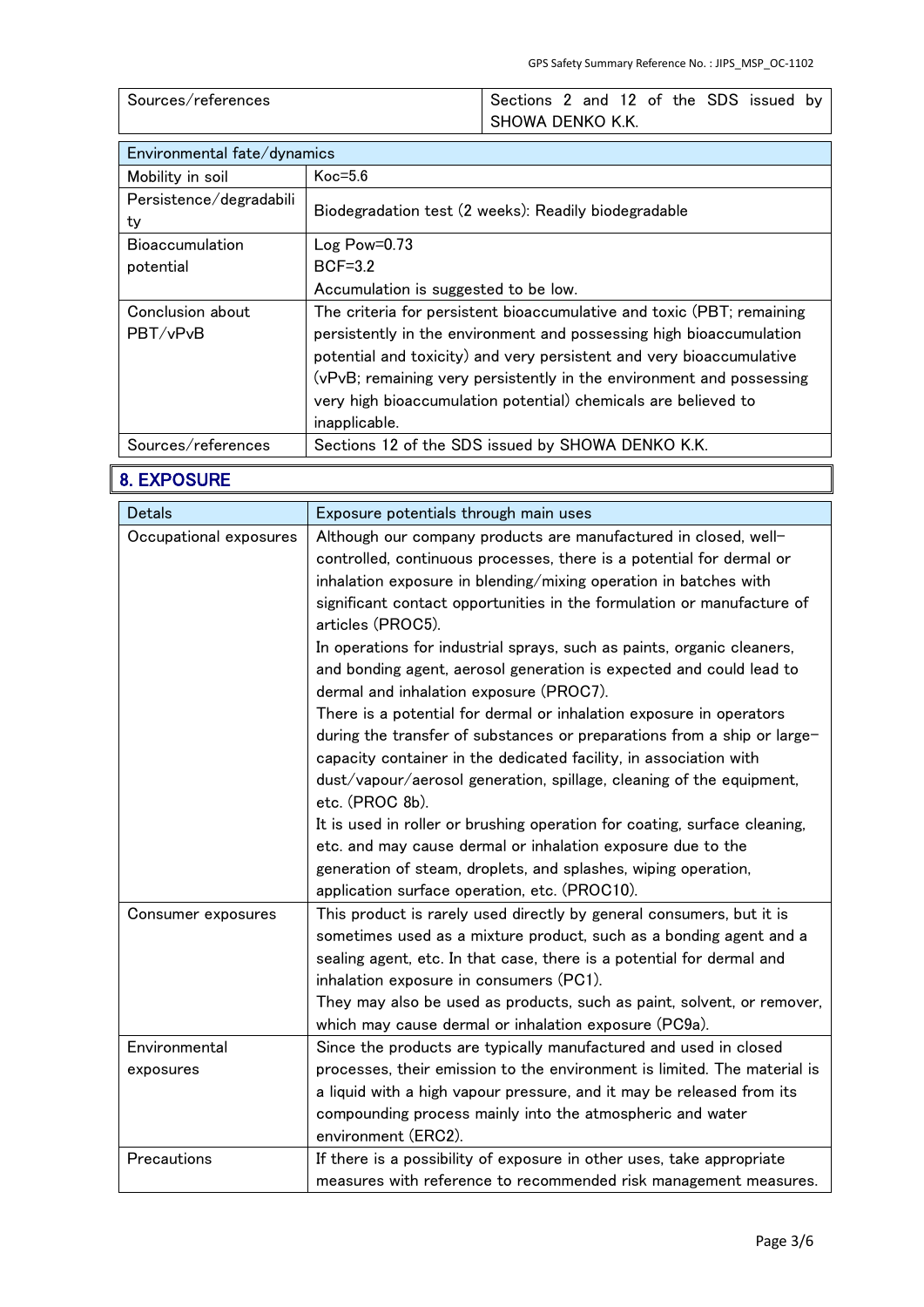| Sources/references | Sections 2 and 12 of the SDS issued by SHOWA DENKO K.K. |
|---|---|

| Environmental fate/dynamics | |
|---|---|
| Mobility in soil | Koc=5.6 |
| Persistence/degradability | Biodegradation test (2 weeks): Readily biodegradable |
| Bioaccumulation potential | Log Pow=0.73<br>BCF=3.2<br>Accumulation is suggested to be low. |
| Conclusion about PBT/vPvB | The criteria for persistent bioaccumulative and toxic (PBT; remaining persistently in the environment and possessing high bioaccumulation potential and toxicity) and very persistent and very bioaccumulative (vPvB; remaining very persistently in the environment and possessing very high bioaccumulation potential) chemicals are believed to inapplicable. |
| Sources/references | Sections 12 of the SDS issued by SHOWA DENKO K.K. |

## 8. EXPOSURE

| Detals | Exposure potentials through main uses |
|---|---|
| Occupational exposures | Although our company products are manufactured in closed, well-controlled, continuous processes, there is a potential for dermal or inhalation exposure in blending/mixing operation in batches with significant contact opportunities in the formulation or manufacture of articles (PROC5).<br>In operations for industrial sprays, such as paints, organic cleaners, and bonding agent, aerosol generation is expected and could lead to dermal and inhalation exposure (PROC7).<br>There is a potential for dermal or inhalation exposure in operators during the transfer of substances or preparations from a ship or large-capacity container in the dedicated facility, in association with dust/vapour/aerosol generation, spillage, cleaning of the equipment, etc. (PROC 8b).<br>It is used in roller or brushing operation for coating, surface cleaning, etc. and may cause dermal or inhalation exposure due to the generation of steam, droplets, and splashes, wiping operation, application surface operation, etc. (PROC10). |
| Consumer exposures | This product is rarely used directly by general consumers, but it is sometimes used as a mixture product, such as a bonding agent and a sealing agent, etc. In that case, there is a potential for dermal and inhalation exposure in consumers (PC1).<br>They may also be used as products, such as paint, solvent, or remover, which may cause dermal or inhalation exposure (PC9a). |
| Environmental exposures | Since the products are typically manufactured and used in closed processes, their emission to the environment is limited. The material is a liquid with a high vapour pressure, and it may be released from its compounding process mainly into the atmospheric and water environment (ERC2). |
| Precautions | If there is a possibility of exposure in other uses, take appropriate measures with reference to recommended risk management measures. |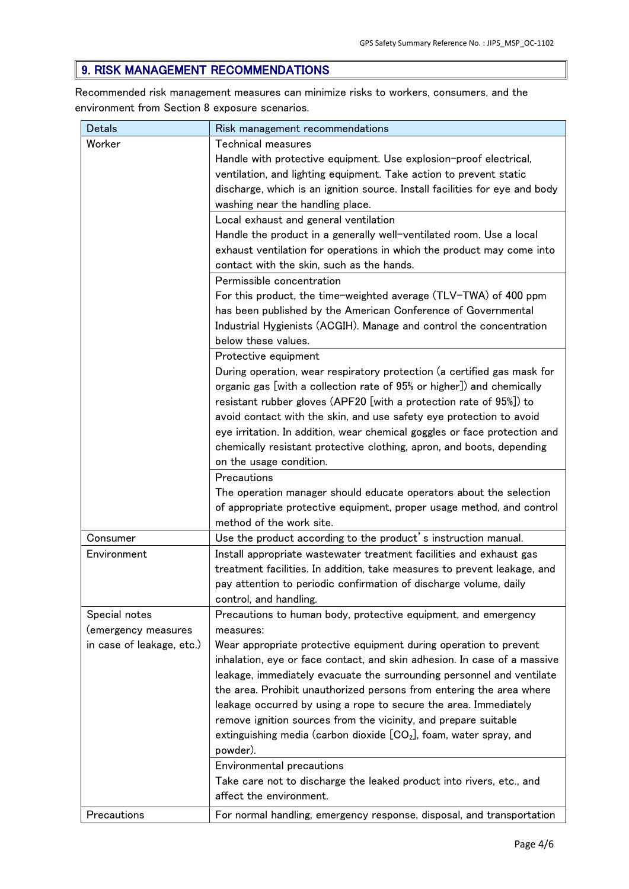## 9. RISK MANAGEMENT RECOMMENDATIONS

Recommended risk management measures can minimize risks to workers, consumers, and the environment from Section 8 exposure scenarios.

| Detals | Risk management recommendations |
|---|---|
| Worker | Technical measures<br>Handle with protective equipment. Use explosion-proof electrical, ventilation, and lighting equipment. Take action to prevent static discharge, which is an ignition source. Install facilities for eye and body washing near the handling place. |
| | Local exhaust and general ventilation<br>Handle the product in a generally well-ventilated room. Use a local exhaust ventilation for operations in which the product may come into contact with the skin, such as the hands. |
| | Permissible concentration<br>For this product, the time-weighted average (TLV-TWA) of 400 ppm has been published by the American Conference of Governmental Industrial Hygienists (ACGIH). Manage and control the concentration below these values. |
| | Protective equipment<br>During operation, wear respiratory protection (a certified gas mask for organic gas [with a collection rate of 95% or higher]) and chemically resistant rubber gloves (APF20 [with a protection rate of 95%]) to avoid contact with the skin, and use safety eye protection to avoid eye irritation. In addition, wear chemical goggles or face protection and chemically resistant protective clothing, apron, and boots, depending on the usage condition. |
| | Precautions<br>The operation manager should educate operators about the selection of appropriate protective equipment, proper usage method, and control method of the work site. |
| Consumer | Use the product according to the product's instruction manual. |
| Environment | Install appropriate wastewater treatment facilities and exhaust gas treatment facilities. In addition, take measures to prevent leakage, and pay attention to periodic confirmation of discharge volume, daily control, and handling. |
| Special notes (emergency measures in case of leakage, etc.) | Precautions to human body, protective equipment, and emergency measures:<br>Wear appropriate protective equipment during operation to prevent inhalation, eye or face contact, and skin adhesion. In case of a massive leakage, immediately evacuate the surrounding personnel and ventilate the area. Prohibit unauthorized persons from entering the area where leakage occurred by using a rope to secure the area. Immediately remove ignition sources from the vicinity, and prepare suitable extinguishing media (carbon dioxide [$CO_2$], foam, water spray, and powder). |
| | Environmental precautions<br>Take care not to discharge the leaked product into rivers, etc., and affect the environment. |
| Precautions | For normal handling, emergency response, disposal, and transportation |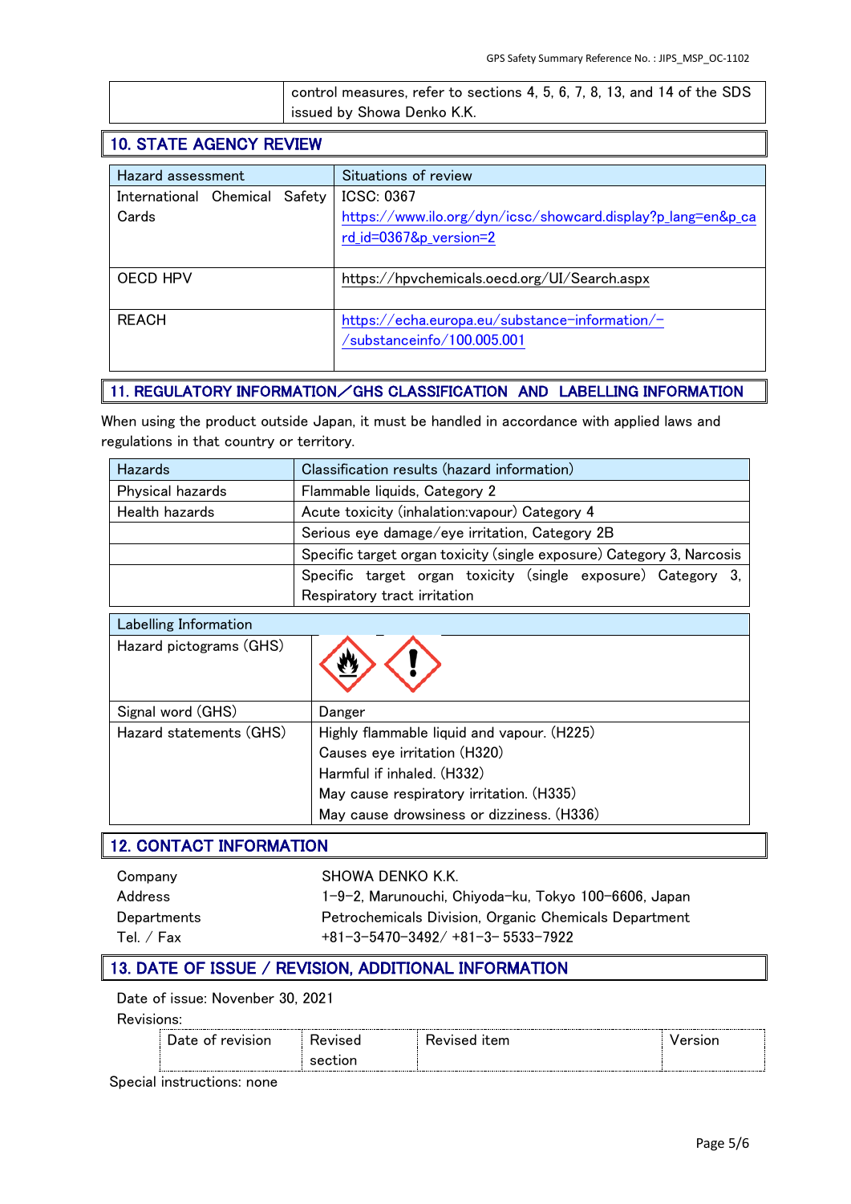| | control measures, refer to sections 4, 5, 6, 7, 8, 13, and 14 of the SDS issued by Showa Denko K.K. |
|---|---|

## 10. STATE AGENCY REVIEW

| Hazard assessment | Situations of review |
|---|---|
| International Chemical Safety Cards | ICSC: 0367<br>https://www.ilo.org/dyn/icsc/showcard.display?p_lang=en&p_card_id=0367&p_version=2 |
| OECD HPV | https://hpvchemicals.oecd.org/UI/Search.aspx |
| REACH | https://echa.europa.eu/substance-information/-/substanceinfo/100.005.001 |

## 11. REGULATORY INFORMATION／GHS CLASSIFICATION AND LABELLING INFORMATION

When using the product outside Japan, it must be handled in accordance with applied laws and regulations in that country or territory.

| Hazards | Classification results (hazard information) |
|---|---|
| Physical hazards | Flammable liquids, Category 2 |
| Health hazards | Acute toxicity (inhalation:vapour) Category 4 |
| | Serious eye damage/eye irritation, Category 2B |
| | Specific target organ toxicity (single exposure) Category 3, Narcosis |
| | Specific target organ toxicity (single exposure) Category 3, Respiratory tract irritation |

| Labelling Information | |
|---|---|
| Hazard pictograms (GHS) | |
| Signal word (GHS) | Danger |
| Hazard statements (GHS) | Highly flammable liquid and vapour. (H225)<br>Causes eye irritation (H320)<br>Harmful if inhaled. (H332)<br>May cause respiratory irritation. (H335)<br>May cause drowsiness or dizziness. (H336) |

## 12. CONTACT INFORMATION

| | |
|---|---|
| Company | SHOWA DENKO K.K. |
| Address | 1-9-2, Marunouchi, Chiyoda-ku, Tokyo 100-6606, Japan |
| Departments | Petrochemicals Division, Organic Chemicals Department |
| Tel. / Fax | +81-3-5470-3492/ +81-3- 5533-7922 |

## 13. DATE OF ISSUE / REVISION, ADDITIONAL INFORMATION

Date of issue: November 30, 2021

Revisions:

| Date of revision | Revised section | Revised item | Version |
|---|---|---|---|

Special instructions: none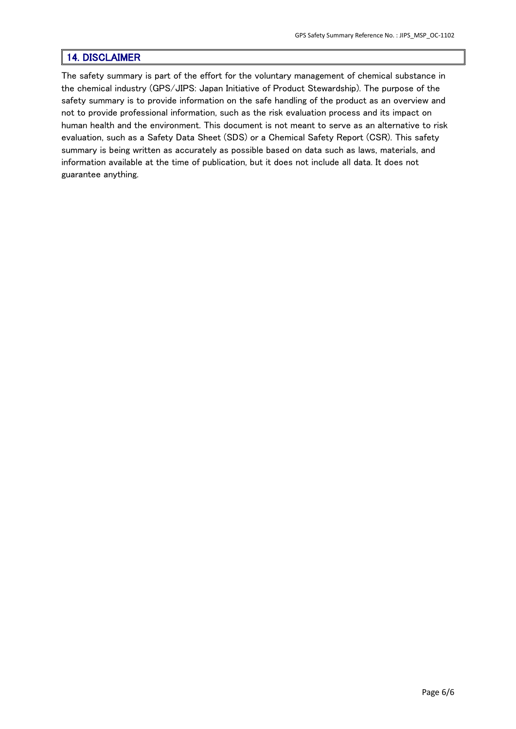## 14. DISCLAIMER

The safety summary is part of the effort for the voluntary management of chemical substance in the chemical industry (GPS/JIPS: Japan Initiative of Product Stewardship). The purpose of the safety summary is to provide information on the safe handling of the product as an overview and not to provide professional information, such as the risk evaluation process and its impact on human health and the environment. This document is not meant to serve as an alternative to risk evaluation, such as a Safety Data Sheet (SDS) or a Chemical Safety Report (CSR). This safety summary is being written as accurately as possible based on data such as laws, materials, and information available at the time of publication, but it does not include all data. It does not guarantee anything.